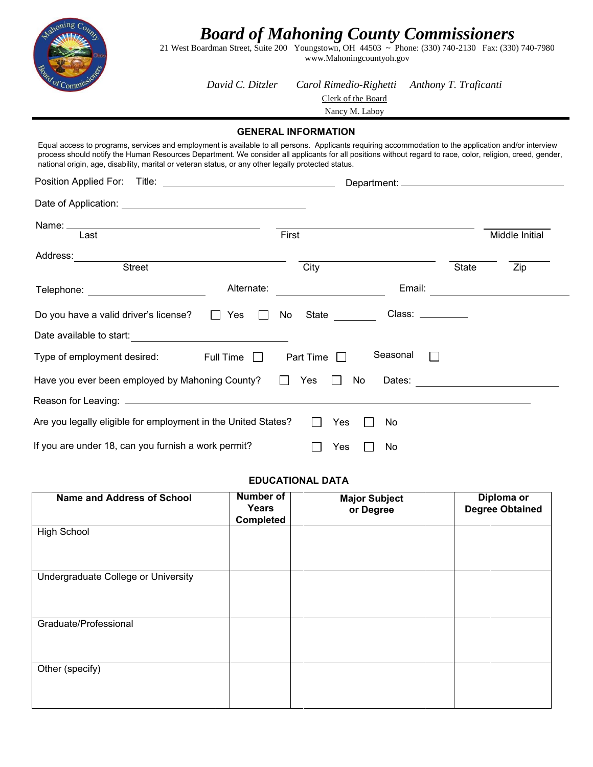# *Board of Mahoning County Commissioners*

21 West Boardman Street, Suite 200 Youngstown, OH 44503 ~ Phone: (330) 740-2130 Fax: (330) 740-7980
www.Mahoningcountyoh.gov

*David C. Ditzler* *Carol Rimedio-Righetti* *Anthony T. Traficanti*

Clerk of the Board
Nancy M. Laboy

## GENERAL INFORMATION

Equal access to programs, services and employment is available to all persons. Applicants requiring accommodation to the application and/or interview process should notify the Human Resources Department. We consider all applicants for all positions without regard to race, color, religion, creed, gender, national origin, age, disability, marital or veteran status, or any other legally protected status.

Position Applied For: Title: ____________________ Department: ____________________

Date of Application: ____________________

Name: ____________________ ____________________ ________
Last First Middle Initial

Address: ____________________ ____________________ ________ ________
Street City State Zip

Telephone: ____________________ Alternate: ____________________ Email: ____________________

Do you have a valid driver's license? ☐ Yes ☐ No State ________ Class: ________

Date available to start: ____________________

Type of employment desired: Full Time ☐ Part Time ☐ Seasonal ☐

Have you ever been employed by Mahoning County? ☐ Yes ☐ No Dates: ____________________

Reason for Leaving: ____________________

Are you legally eligible for employment in the United States? ☐ Yes ☐ No

If you are under 18, can you furnish a work permit? ☐ Yes ☐ No

## EDUCATIONAL DATA

| Name and Address of School | Number of Years Completed | Major Subject or Degree | Diploma or Degree Obtained |
|---|---|---|---|
| High School | | | |
| Undergraduate College or University | | | |
| Graduate/Professional | | | |
| Other (specify) | | | |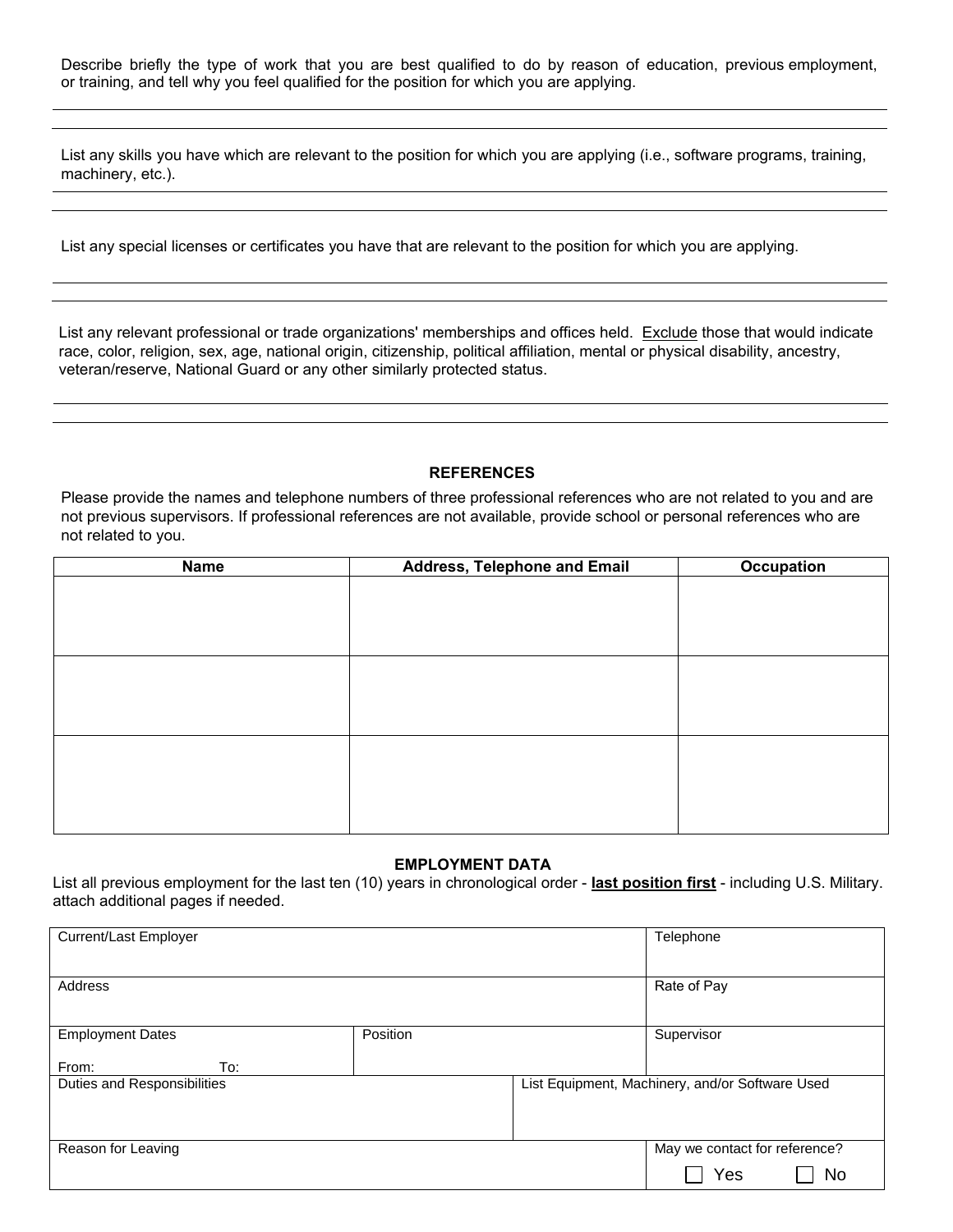Describe briefly the type of work that you are best qualified to do by reason of education, previous employment, or training, and tell why you feel qualified for the position for which you are applying.

List any skills you have which are relevant to the position for which you are applying (i.e., software programs, training, machinery, etc.).

List any special licenses or certificates you have that are relevant to the position for which you are applying.

List any relevant professional or trade organizations' memberships and offices held. Exclude those that would indicate race, color, religion, sex, age, national origin, citizenship, political affiliation, mental or physical disability, ancestry, veteran/reserve, National Guard or any other similarly protected status.

## REFERENCES

Please provide the names and telephone numbers of three professional references who are not related to you and are not previous supervisors. If professional references are not available, provide school or personal references who are not related to you.

| Name | Address, Telephone and Email | Occupation |
|---|---|---|
| | | |
| | | |
| | | |

## EMPLOYMENT DATA

List all previous employment for the last ten (10) years in chronological order - **last position first** - including U.S. Military. attach additional pages if needed.

| Current/Last Employer | | | Telephone |
|---|---|---|---|
| Address | | | Rate of Pay |
| Employment Dates<br>From: To: | Position | | Supervisor |
| Duties and Responsibilities | | List Equipment, Machinery, and/or Software Used | |
| Reason for Leaving | | | May we contact for reference?<br>☐ Yes ☐ No |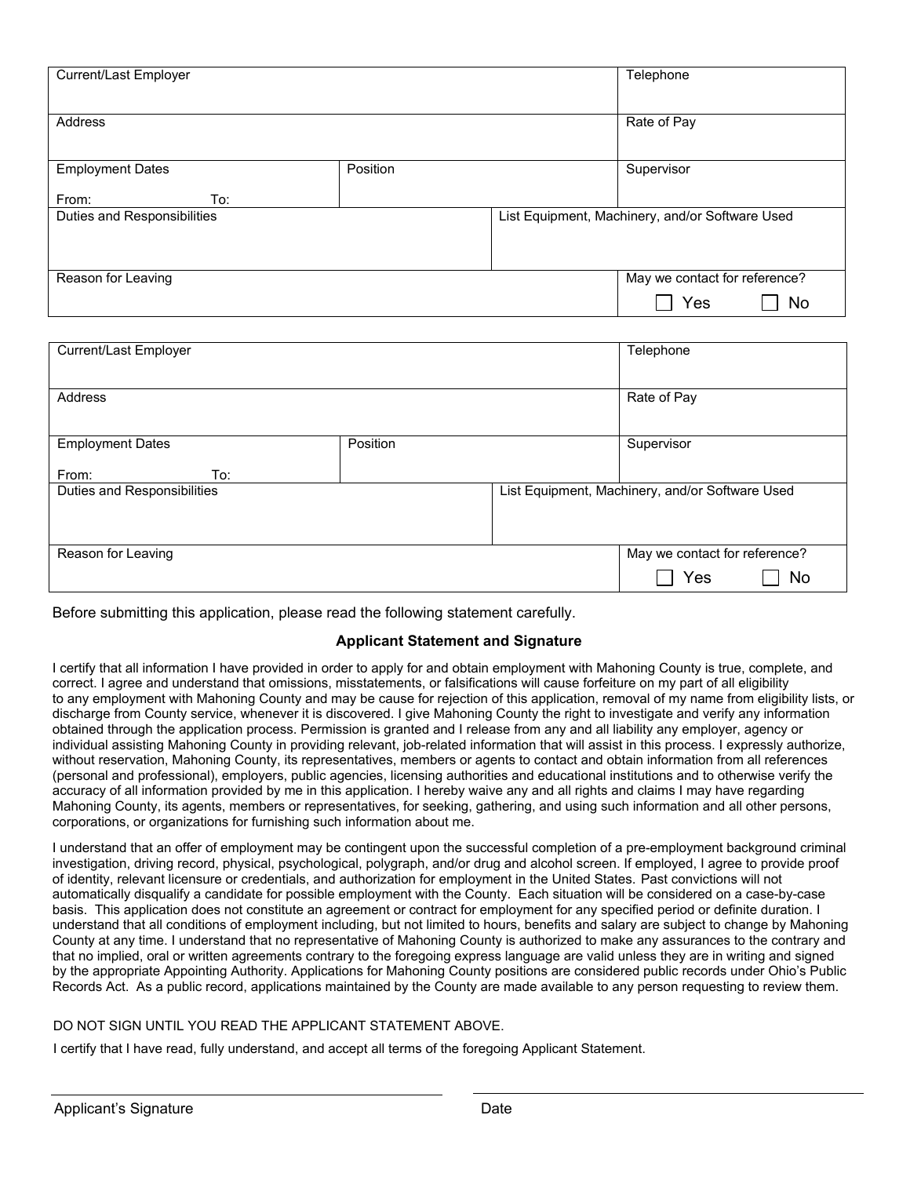| Current/Last Employer | | | Telephone |
|---|---|---|---|
| Address | | | Rate of Pay |
| Employment Dates<br>From: To: | Position | | Supervisor |
| Duties and Responsibilities | | List Equipment, Machinery, and/or Software Used | |
| Reason for Leaving | | | May we contact for reference?<br>☐ Yes ☐ No |

| Current/Last Employer | | | Telephone |
|---|---|---|---|
| Address | | | Rate of Pay |
| Employment Dates<br>From: To: | Position | | Supervisor |
| Duties and Responsibilities | | List Equipment, Machinery, and/or Software Used | |
| Reason for Leaving | | | May we contact for reference?<br>☐ Yes ☐ No |

Before submitting this application, please read the following statement carefully.

**Applicant Statement and Signature**

I certify that all information I have provided in order to apply for and obtain employment with Mahoning County is true, complete, and correct. I agree and understand that omissions, misstatements, or falsifications will cause forfeiture on my part of all eligibility to any employment with Mahoning County and may be cause for rejection of this application, removal of my name from eligibility lists, or discharge from County service, whenever it is discovered. I give Mahoning County the right to investigate and verify any information obtained through the application process. Permission is granted and I release from any and all liability any employer, agency or individual assisting Mahoning County in providing relevant, job-related information that will assist in this process. I expressly authorize, without reservation, Mahoning County, its representatives, members or agents to contact and obtain information from all references (personal and professional), employers, public agencies, licensing authorities and educational institutions and to otherwise verify the accuracy of all information provided by me in this application. I hereby waive any and all rights and claims I may have regarding Mahoning County, its agents, members or representatives, for seeking, gathering, and using such information and all other persons, corporations, or organizations for furnishing such information about me.

I understand that an offer of employment may be contingent upon the successful completion of a pre-employment background criminal investigation, driving record, physical, psychological, polygraph, and/or drug and alcohol screen. If employed, I agree to provide proof of identity, relevant licensure or credentials, and authorization for employment in the United States. Past convictions will not automatically disqualify a candidate for possible employment with the County. Each situation will be considered on a case-by-case basis. This application does not constitute an agreement or contract for employment for any specified period or definite duration. I understand that all conditions of employment including, but not limited to hours, benefits and salary are subject to change by Mahoning County at any time. I understand that no representative of Mahoning County is authorized to make any assurances to the contrary and that no implied, oral or written agreements contrary to the foregoing express language are valid unless they are in writing and signed by the appropriate Appointing Authority. Applications for Mahoning County positions are considered public records under Ohio's Public Records Act. As a public record, applications maintained by the County are made available to any person requesting to review them.

DO NOT SIGN UNTIL YOU READ THE APPLICANT STATEMENT ABOVE.

I certify that I have read, fully understand, and accept all terms of the foregoing Applicant Statement.

Applicant's Signature ____________________ Date ____________________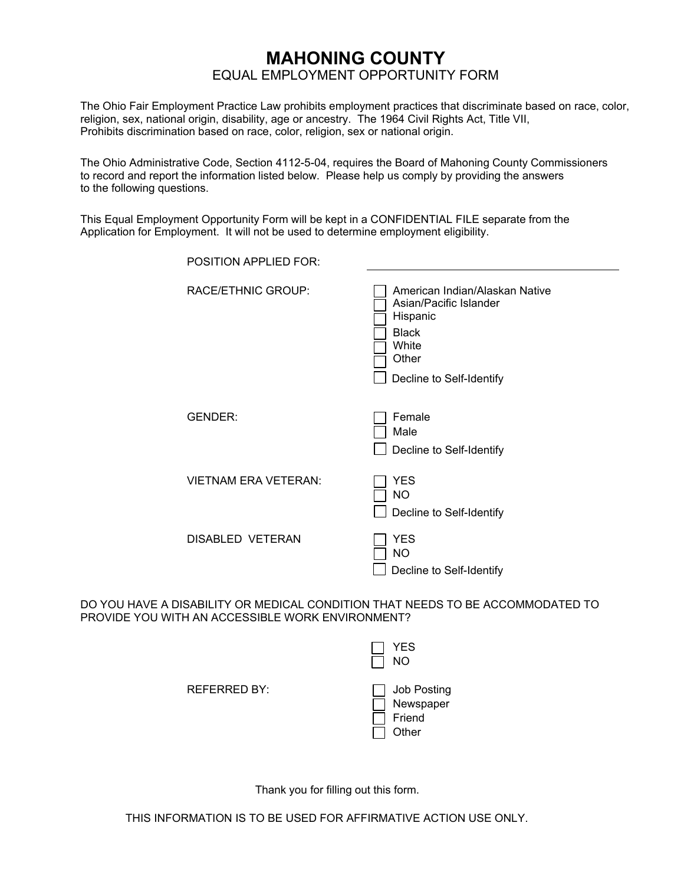# MAHONING COUNTY

## EQUAL EMPLOYMENT OPPORTUNITY FORM

The Ohio Fair Employment Practice Law prohibits employment practices that discriminate based on race, color, religion, sex, national origin, disability, age or ancestry. The 1964 Civil Rights Act, Title VII, Prohibits discrimination based on race, color, religion, sex or national origin.

The Ohio Administrative Code, Section 4112-5-04, requires the Board of Mahoning County Commissioners to record and report the information listed below. Please help us comply by providing the answers to the following questions.

This Equal Employment Opportunity Form will be kept in a CONFIDENTIAL FILE separate from the Application for Employment. It will not be used to determine employment eligibility.

POSITION APPLIED FOR: ______________________________

RACE/ETHNIC GROUP:

- ☐ American Indian/Alaskan Native
- ☐ Asian/Pacific Islander
- ☐ Hispanic
- ☐ Black
- ☐ White
- ☐ Other
- ☐ Decline to Self-Identify

GENDER:

- ☐ Female
- ☐ Male
- ☐ Decline to Self-Identify

VIETNAM ERA VETERAN:

- ☐ YES
- ☐ NO
- ☐ Decline to Self-Identify

DISABLED VETERAN

- ☐ YES
- ☐ NO
- ☐ Decline to Self-Identify

DO YOU HAVE A DISABILITY OR MEDICAL CONDITION THAT NEEDS TO BE ACCOMMODATED TO PROVIDE YOU WITH AN ACCESSIBLE WORK ENVIRONMENT?

- ☐ YES
- ☐ NO

REFERRED BY:

- ☐ Job Posting
- ☐ Newspaper
- ☐ Friend
- ☐ Other

Thank you for filling out this form.

THIS INFORMATION IS TO BE USED FOR AFFIRMATIVE ACTION USE ONLY.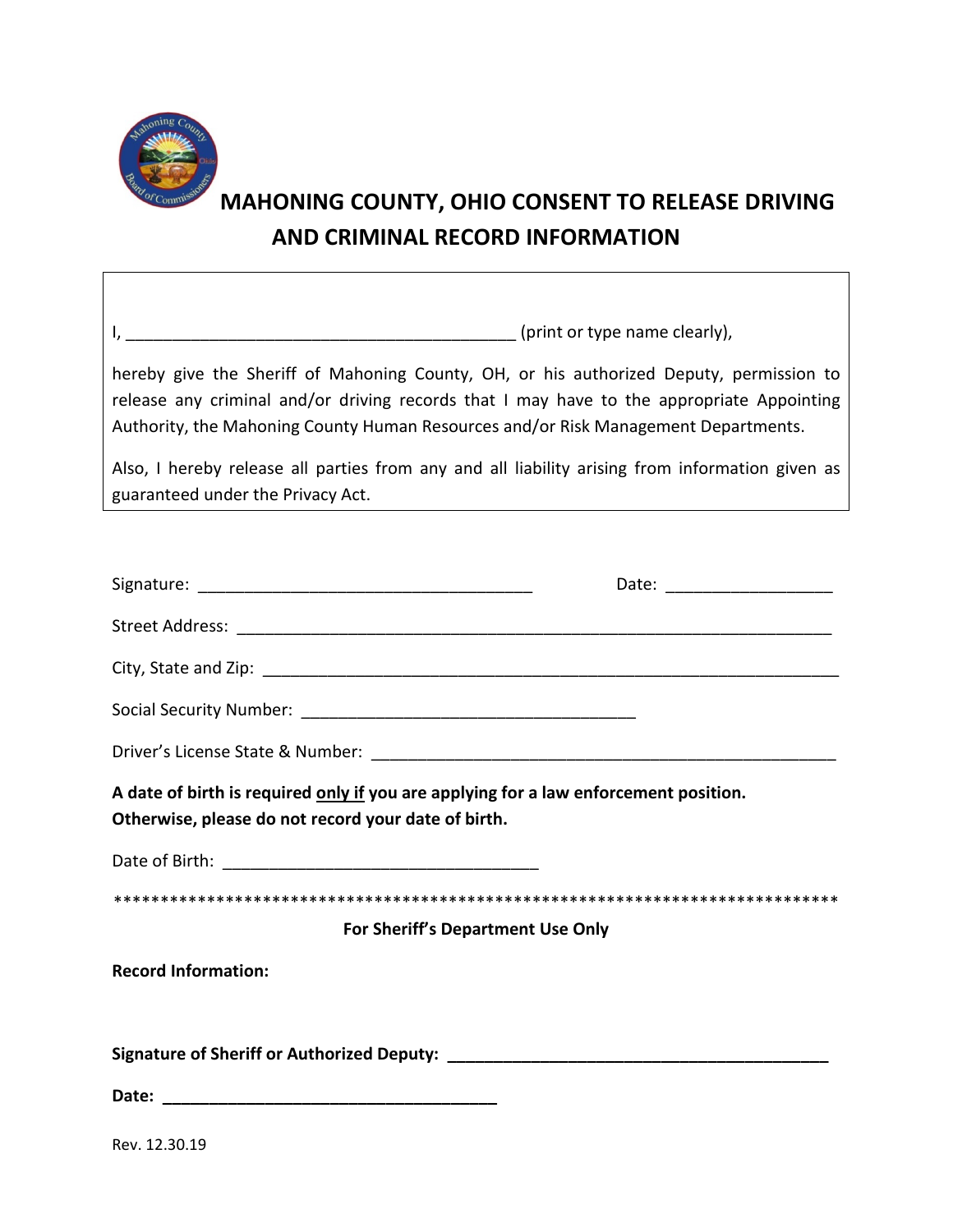# MAHONING COUNTY, OHIO CONSENT TO RELEASE DRIVING AND CRIMINAL RECORD INFORMATION

I, __________________________________________ (print or type name clearly),

hereby give the Sheriff of Mahoning County, OH, or his authorized Deputy, permission to release any criminal and/or driving records that I may have to the appropriate Appointing Authority, the Mahoning County Human Resources and/or Risk Management Departments.

Also, I hereby release all parties from any and all liability arising from information given as guaranteed under the Privacy Act.

Signature: ____________________________________ Date: __________________

Street Address: __________________________________________________________________

City, State and Zip: _______________________________________________________________

Social Security Number: ____________________________________

Driver's License State & Number: ___________________________________________________

**A date of birth is required <u>only if</u> you are applying for a law enforcement position. Otherwise, please do not record your date of birth.**

Date of Birth: __________________________________

*******************************************************************************

**For Sheriff's Department Use Only**

**Record Information:**

**Signature of Sheriff or Authorized Deputy: __________________________________________**

**Date: ____________________________________**

Rev. 12.30.19